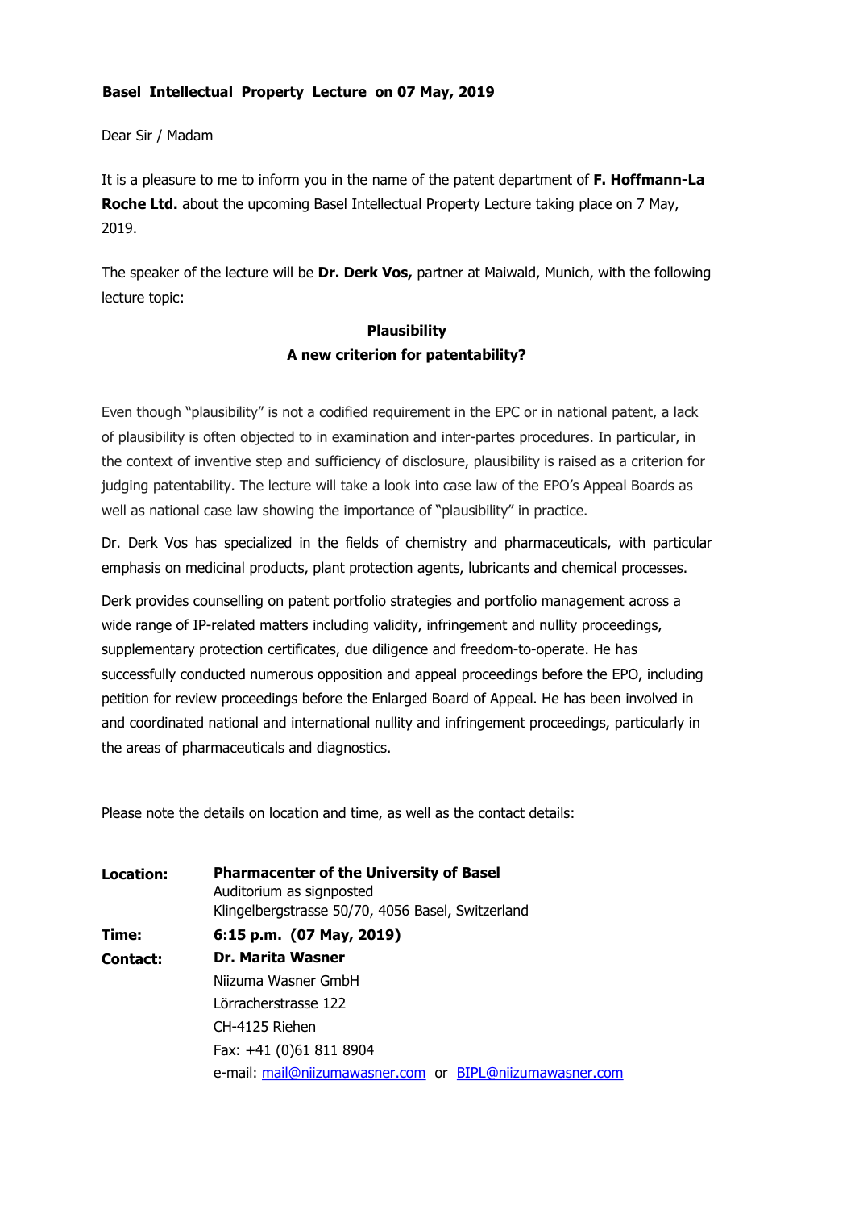**Basel Intellectual Property Lecture on 07 May, 2019**

Dear Sir / Madam

It is a pleasure to me to inform you in the name of the patent department of **F. Hoffmann-La Roche Ltd.** about the upcoming Basel Intellectual Property Lecture taking place on 7 May, 2019.

The speaker of the lecture will be **Dr. Derk Vos,** partner at Maiwald, Munich, with the following lecture topic:

**Plausibility**
**A new criterion for patentability?**

Even though "plausibility" is not a codified requirement in the EPC or in national patent, a lack of plausibility is often objected to in examination and inter-partes procedures. In particular, in the context of inventive step and sufficiency of disclosure, plausibility is raised as a criterion for judging patentability. The lecture will take a look into case law of the EPO's Appeal Boards as well as national case law showing the importance of "plausibility" in practice.

Dr. Derk Vos has specialized in the fields of chemistry and pharmaceuticals, with particular emphasis on medicinal products, plant protection agents, lubricants and chemical processes.

Derk provides counselling on patent portfolio strategies and portfolio management across a wide range of IP-related matters including validity, infringement and nullity proceedings, supplementary protection certificates, due diligence and freedom-to-operate. He has successfully conducted numerous opposition and appeal proceedings before the EPO, including petition for review proceedings before the Enlarged Board of Appeal. He has been involved in and coordinated national and international nullity and infringement proceedings, particularly in the areas of pharmaceuticals and diagnostics.

Please note the details on location and time, as well as the contact details:

**Location:** **Pharmacenter of the University of Basel**
Auditorium as signposted
Klingelbergstrasse 50/70, 4056 Basel, Switzerland

**Time:** **6:15 p.m. (07 May, 2019)**

**Contact:** **Dr. Marita Wasner**
Niizuma Wasner GmbH
Lörracherstrasse 122
CH-4125 Riehen
Fax: +41 (0)61 811 8904
e-mail: mail@niizumawasner.com or BIPL@niizumawasner.com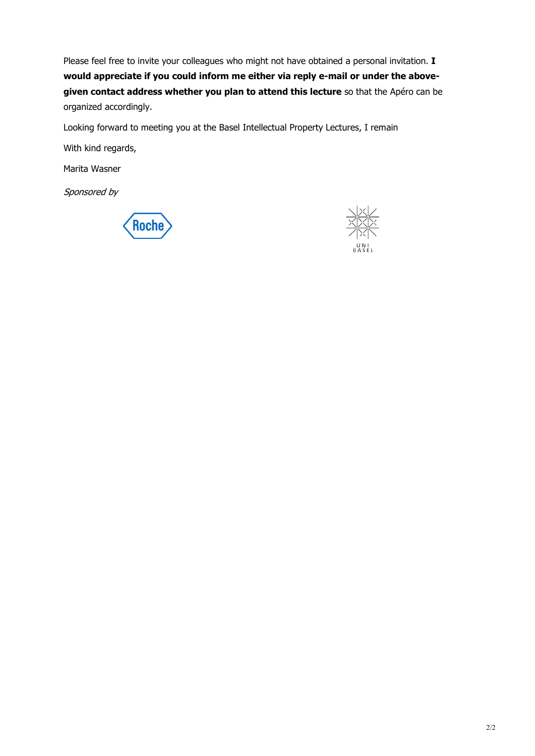Please feel free to invite your colleagues who might not have obtained a personal invitation. **I would appreciate if you could inform me either via reply e-mail or under the above-given contact address whether you plan to attend this lecture** so that the Apéro can be organized accordingly.

Looking forward to meeting you at the Basel Intellectual Property Lectures, I remain

With kind regards,

Marita Wasner

*Sponsored by*

Roche

UNI BASEL